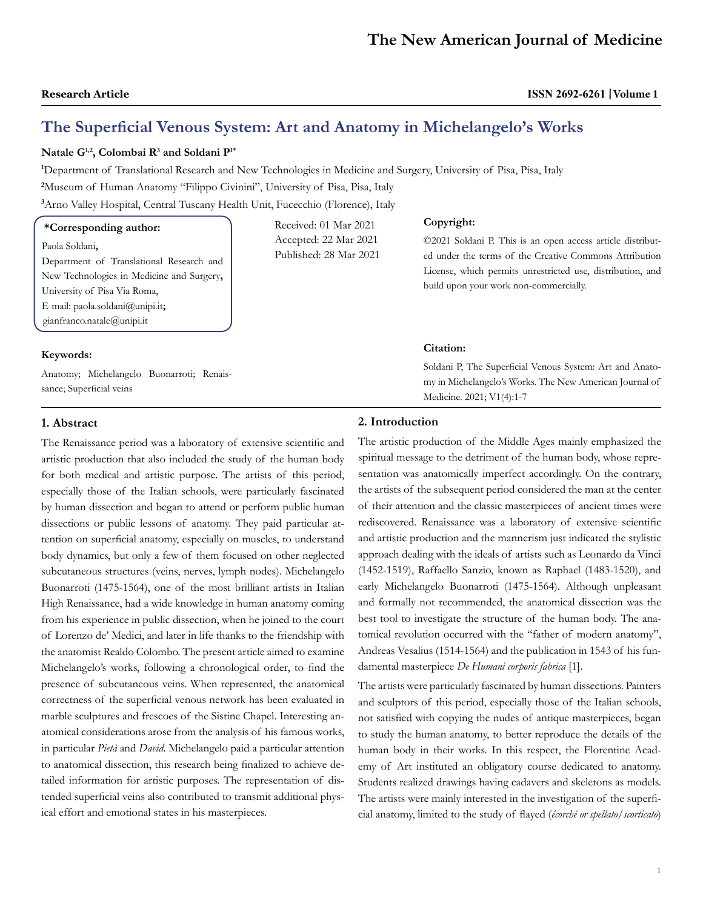**Research Article**

# The Superficial Venous System: Art and Anatomy in Michelangelo's Works

**Natale G[1,2], Colombai R[3] and Soldani P[1*]**

[1]Department of Translational Research and New Technologies in Medicine and Surgery, University of Pisa, Pisa, Italy

[2]Museum of Human Anatomy "Filippo Civinini", University of Pisa, Pisa, Italy

[3]Arno Valley Hospital, Central Tuscany Health Unit, Fucecchio (Florence), Italy

**\*Corresponding author:**

Paola Soldani**,**
Department of Translational Research and New Technologies in Medicine and Surgery**,**
University of Pisa Via Roma,
E-mail: paola.soldani@unipi.it**;**
gianfranco.natale@unipi.it

Received: 01 Mar 2021
Accepted: 22 Mar 2021
Published: 28 Mar 2021

**Copyright:**

©2021 Soldani P. This is an open access article distributed under the terms of the Creative Commons Attribution License, which permits unrestricted use, distribution, and build upon your work non-commercially.

**Keywords:**

Anatomy; Michelangelo Buonarroti; Renaissance; Superficial veins

**Citation:**

Soldani P, The Superficial Venous System: Art and Anatomy in Michelangelo's Works. The New American Journal of Medicine. 2021; V1(4):1-7

## 1. Abstract

The Renaissance period was a laboratory of extensive scientific and artistic production that also included the study of the human body for both medical and artistic purpose. The artists of this period, especially those of the Italian schools, were particularly fascinated by human dissection and began to attend or perform public human dissections or public lessons of anatomy. They paid particular attention on superficial anatomy, especially on muscles, to understand body dynamics, but only a few of them focused on other neglected subcutaneous structures (veins, nerves, lymph nodes). Michelangelo Buonarroti (1475-1564), one of the most brilliant artists in Italian High Renaissance, had a wide knowledge in human anatomy coming from his experience in public dissection, when he joined to the court of Lorenzo de' Medici, and later in life thanks to the friendship with the anatomist Realdo Colombo. The present article aimed to examine Michelangelo's works, following a chronological order, to find the presence of subcutaneous veins. When represented, the anatomical correctness of the superficial venous network has been evaluated in marble sculptures and frescoes of the Sistine Chapel. Interesting anatomical considerations arose from the analysis of his famous works, in particular *Pietà* and *David*. Michelangelo paid a particular attention to anatomical dissection, this research being finalized to achieve detailed information for artistic purposes. The representation of distended superficial veins also contributed to transmit additional physical effort and emotional states in his masterpieces.

## 2. Introduction

The artistic production of the Middle Ages mainly emphasized the spiritual message to the detriment of the human body, whose representation was anatomically imperfect accordingly. On the contrary, the artists of the subsequent period considered the man at the center of their attention and the classic masterpieces of ancient times were rediscovered. Renaissance was a laboratory of extensive scientific and artistic production and the mannerism just indicated the stylistic approach dealing with the ideals of artists such as Leonardo da Vinci (1452-1519), Raffaello Sanzio, known as Raphael (1483-1520), and early Michelangelo Buonarroti (1475-1564). Although unpleasant and formally not recommended, the anatomical dissection was the best tool to investigate the structure of the human body. The anatomical revolution occurred with the "father of modern anatomy", Andreas Vesalius (1514-1564) and the publication in 1543 of his fundamental masterpiece *De Humani corporis fabrica* [1].

The artists were particularly fascinated by human dissections. Painters and sculptors of this period, especially those of the Italian schools, not satisfied with copying the nudes of antique masterpieces, began to study the human anatomy, to better reproduce the details of the human body in their works. In this respect, the Florentine Academy of Art instituted an obligatory course dedicated to anatomy. Students realized drawings having cadavers and skeletons as models. The artists were mainly interested in the investigation of the superficial anatomy, limited to the study of flayed (*écorché or spellato/scorticato*)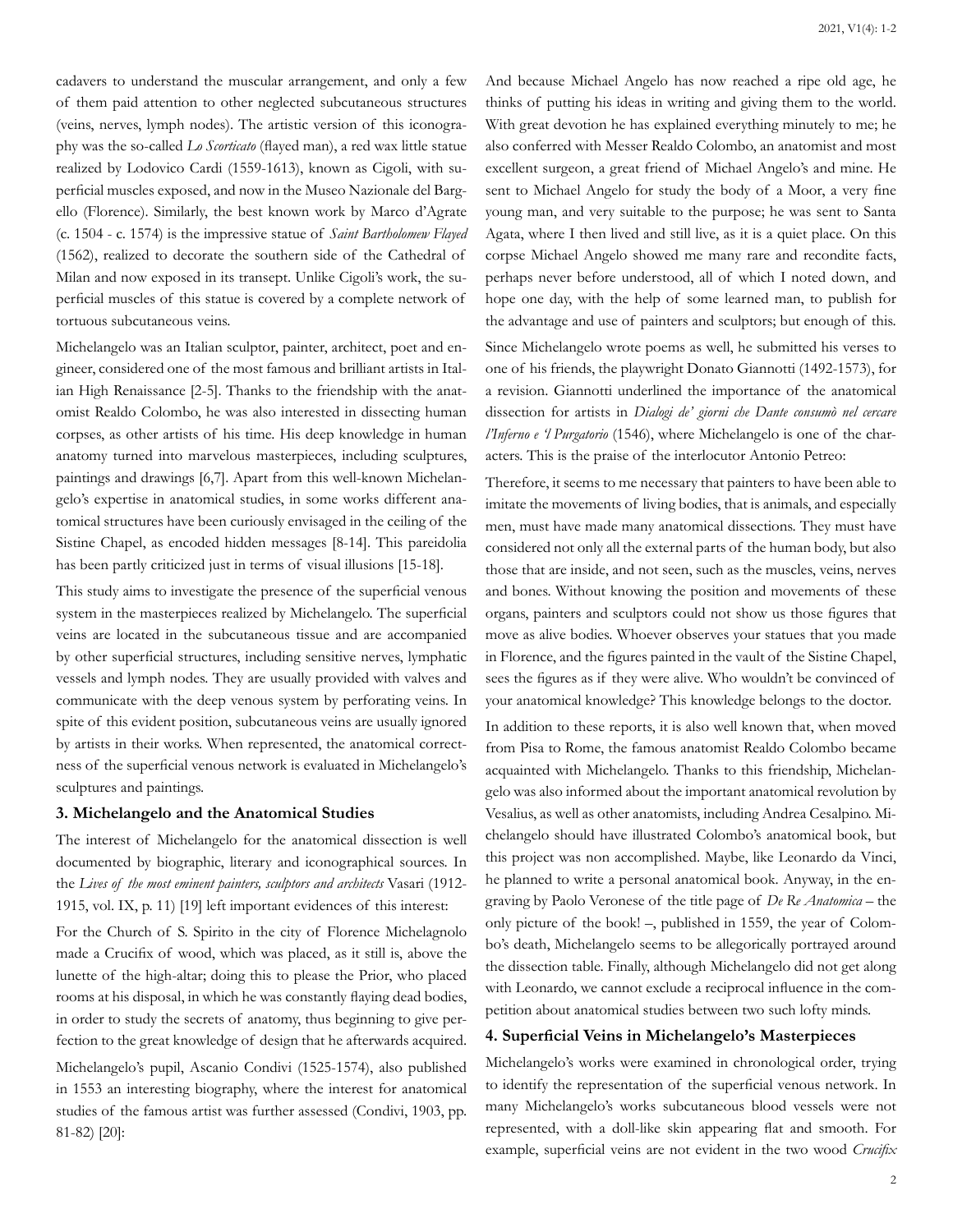cadavers to understand the muscular arrangement, and only a few of them paid attention to other neglected subcutaneous structures (veins, nerves, lymph nodes). The artistic version of this iconography was the so-called *Lo Scorticato* (flayed man), a red wax little statue realized by Lodovico Cardi (1559-1613), known as Cigoli, with superficial muscles exposed, and now in the Museo Nazionale del Bargello (Florence). Similarly, the best known work by Marco d'Agrate (c. 1504 - c. 1574) is the impressive statue of *Saint Bartholomew Flayed* (1562), realized to decorate the southern side of the Cathedral of Milan and now exposed in its transept. Unlike Cigoli's work, the superficial muscles of this statue is covered by a complete network of tortuous subcutaneous veins.

Michelangelo was an Italian sculptor, painter, architect, poet and engineer, considered one of the most famous and brilliant artists in Italian High Renaissance [2-5]. Thanks to the friendship with the anatomist Realdo Colombo, he was also interested in dissecting human corpses, as other artists of his time. His deep knowledge in human anatomy turned into marvelous masterpieces, including sculptures, paintings and drawings [6,7]. Apart from this well-known Michelangelo's expertise in anatomical studies, in some works different anatomical structures have been curiously envisaged in the ceiling of the Sistine Chapel, as encoded hidden messages [8-14]. This pareidolia has been partly criticized just in terms of visual illusions [15-18].

This study aims to investigate the presence of the superficial venous system in the masterpieces realized by Michelangelo. The superficial veins are located in the subcutaneous tissue and are accompanied by other superficial structures, including sensitive nerves, lymphatic vessels and lymph nodes. They are usually provided with valves and communicate with the deep venous system by perforating veins. In spite of this evident position, subcutaneous veins are usually ignored by artists in their works. When represented, the anatomical correctness of the superficial venous network is evaluated in Michelangelo's sculptures and paintings.

## 3. Michelangelo and the Anatomical Studies

The interest of Michelangelo for the anatomical dissection is well documented by biographic, literary and iconographical sources. In the *Lives of the most eminent painters, sculptors and architects* Vasari (1912-1915, vol. IX, p. 11) [19] left important evidences of this interest:

For the Church of S. Spirito in the city of Florence Michelagnolo made a Crucifix of wood, which was placed, as it still is, above the lunette of the high-altar; doing this to please the Prior, who placed rooms at his disposal, in which he was constantly flaying dead bodies, in order to study the secrets of anatomy, thus beginning to give perfection to the great knowledge of design that he afterwards acquired.

Michelangelo's pupil, Ascanio Condivi (1525-1574), also published in 1553 an interesting biography, where the interest for anatomical studies of the famous artist was further assessed (Condivi, 1903, pp. 81-82) [20]:

And because Michael Angelo has now reached a ripe old age, he thinks of putting his ideas in writing and giving them to the world. With great devotion he has explained everything minutely to me; he also conferred with Messer Realdo Colombo, an anatomist and most excellent surgeon, a great friend of Michael Angelo's and mine. He sent to Michael Angelo for study the body of a Moor, a very fine young man, and very suitable to the purpose; he was sent to Santa Agata, where I then lived and still live, as it is a quiet place. On this corpse Michael Angelo showed me many rare and recondite facts, perhaps never before understood, all of which I noted down, and hope one day, with the help of some learned man, to publish for the advantage and use of painters and sculptors; but enough of this.

Since Michelangelo wrote poems as well, he submitted his verses to one of his friends, the playwright Donato Giannotti (1492-1573), for a revision. Giannotti underlined the importance of the anatomical dissection for artists in *Dialogi de' giorni che Dante consumò nel cercare l'Inferno e 'l Purgatorio* (1546), where Michelangelo is one of the characters. This is the praise of the interlocutor Antonio Petreo:

Therefore, it seems to me necessary that painters to have been able to imitate the movements of living bodies, that is animals, and especially men, must have made many anatomical dissections. They must have considered not only all the external parts of the human body, but also those that are inside, and not seen, such as the muscles, veins, nerves and bones. Without knowing the position and movements of these organs, painters and sculptors could not show us those figures that move as alive bodies. Whoever observes your statues that you made in Florence, and the figures painted in the vault of the Sistine Chapel, sees the figures as if they were alive. Who wouldn't be convinced of your anatomical knowledge? This knowledge belongs to the doctor.

In addition to these reports, it is also well known that, when moved from Pisa to Rome, the famous anatomist Realdo Colombo became acquainted with Michelangelo. Thanks to this friendship, Michelangelo was also informed about the important anatomical revolution by Vesalius, as well as other anatomists, including Andrea Cesalpino. Michelangelo should have illustrated Colombo's anatomical book, but this project was non accomplished. Maybe, like Leonardo da Vinci, he planned to write a personal anatomical book. Anyway, in the engraving by Paolo Veronese of the title page of *De Re Anatomica* – the only picture of the book! –, published in 1559, the year of Colombo's death, Michelangelo seems to be allegorically portrayed around the dissection table. Finally, although Michelangelo did not get along with Leonardo, we cannot exclude a reciprocal influence in the competition about anatomical studies between two such lofty minds.

## 4. Superficial Veins in Michelangelo's Masterpieces

Michelangelo's works were examined in chronological order, trying to identify the representation of the superficial venous network. In many Michelangelo's works subcutaneous blood vessels were not represented, with a doll-like skin appearing flat and smooth. For example, superficial veins are not evident in the two wood *Crucifix*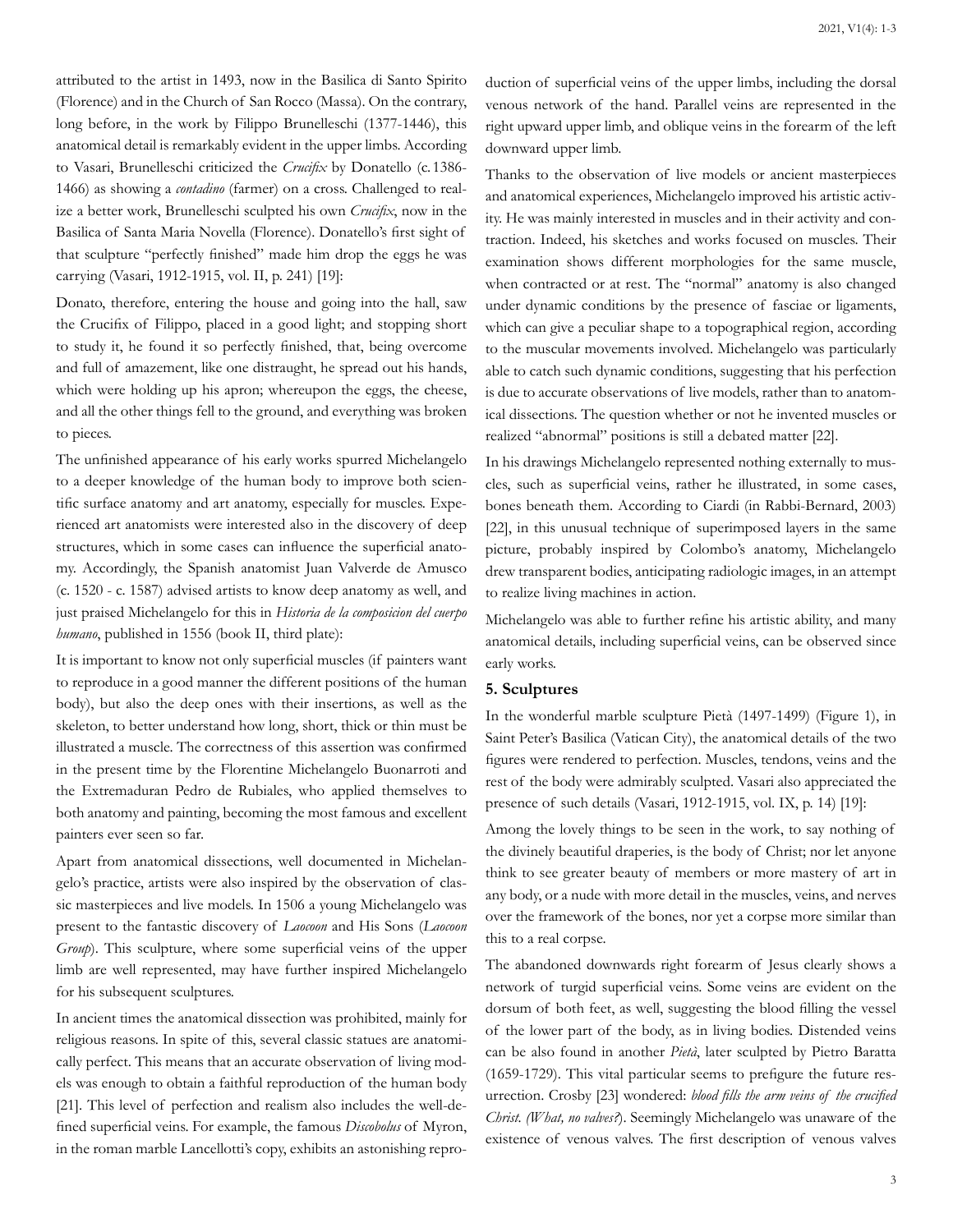attributed to the artist in 1493, now in the Basilica di Santo Spirito (Florence) and in the Church of San Rocco (Massa). On the contrary, long before, in the work by Filippo Brunelleschi (1377-1446), this anatomical detail is remarkably evident in the upper limbs. According to Vasari, Brunelleschi criticized the *Crucifix* by Donatello (c. 1386-1466) as showing a *contadino* (farmer) on a cross. Challenged to realize a better work, Brunelleschi sculpted his own *Crucifix*, now in the Basilica of Santa Maria Novella (Florence). Donatello's first sight of that sculpture "perfectly finished" made him drop the eggs he was carrying (Vasari, 1912-1915, vol. II, p. 241) [19]:

Donato, therefore, entering the house and going into the hall, saw the Crucifix of Filippo, placed in a good light; and stopping short to study it, he found it so perfectly finished, that, being overcome and full of amazement, like one distraught, he spread out his hands, which were holding up his apron; whereupon the eggs, the cheese, and all the other things fell to the ground, and everything was broken to pieces.

The unfinished appearance of his early works spurred Michelangelo to a deeper knowledge of the human body to improve both scientific surface anatomy and art anatomy, especially for muscles. Experienced art anatomists were interested also in the discovery of deep structures, which in some cases can influence the superficial anatomy. Accordingly, the Spanish anatomist Juan Valverde de Amusco (c. 1520 - c. 1587) advised artists to know deep anatomy as well, and just praised Michelangelo for this in *Historia de la composicion del cuerpo humano*, published in 1556 (book II, third plate):

It is important to know not only superficial muscles (if painters want to reproduce in a good manner the different positions of the human body), but also the deep ones with their insertions, as well as the skeleton, to better understand how long, short, thick or thin must be illustrated a muscle. The correctness of this assertion was confirmed in the present time by the Florentine Michelangelo Buonarroti and the Extremaduran Pedro de Rubiales, who applied themselves to both anatomy and painting, becoming the most famous and excellent painters ever seen so far.

Apart from anatomical dissections, well documented in Michelangelo's practice, artists were also inspired by the observation of classic masterpieces and live models. In 1506 a young Michelangelo was present to the fantastic discovery of *Laocoon* and His Sons (*Laocoon Group*). This sculpture, where some superficial veins of the upper limb are well represented, may have further inspired Michelangelo for his subsequent sculptures.

In ancient times the anatomical dissection was prohibited, mainly for religious reasons. In spite of this, several classic statues are anatomically perfect. This means that an accurate observation of living models was enough to obtain a faithful reproduction of the human body [21]. This level of perfection and realism also includes the well-defined superficial veins. For example, the famous *Discobolus* of Myron, in the roman marble Lancellotti's copy, exhibits an astonishing reproduction of superficial veins of the upper limbs, including the dorsal venous network of the hand. Parallel veins are represented in the right upward upper limb, and oblique veins in the forearm of the left downward upper limb.

Thanks to the observation of live models or ancient masterpieces and anatomical experiences, Michelangelo improved his artistic activity. He was mainly interested in muscles and in their activity and contraction. Indeed, his sketches and works focused on muscles. Their examination shows different morphologies for the same muscle, when contracted or at rest. The "normal" anatomy is also changed under dynamic conditions by the presence of fasciae or ligaments, which can give a peculiar shape to a topographical region, according to the muscular movements involved. Michelangelo was particularly able to catch such dynamic conditions, suggesting that his perfection is due to accurate observations of live models, rather than to anatomical dissections. The question whether or not he invented muscles or realized "abnormal" positions is still a debated matter [22].

In his drawings Michelangelo represented nothing externally to muscles, such as superficial veins, rather he illustrated, in some cases, bones beneath them. According to Ciardi (in Rabbi-Bernard, 2003) [22], in this unusual technique of superimposed layers in the same picture, probably inspired by Colombo's anatomy, Michelangelo drew transparent bodies, anticipating radiologic images, in an attempt to realize living machines in action.

Michelangelo was able to further refine his artistic ability, and many anatomical details, including superficial veins, can be observed since early works.

## 5. Sculptures

In the wonderful marble sculpture Pietà (1497-1499) (Figure 1), in Saint Peter's Basilica (Vatican City), the anatomical details of the two figures were rendered to perfection. Muscles, tendons, veins and the rest of the body were admirably sculpted. Vasari also appreciated the presence of such details (Vasari, 1912-1915, vol. IX, p. 14) [19]:

Among the lovely things to be seen in the work, to say nothing of the divinely beautiful draperies, is the body of Christ; nor let anyone think to see greater beauty of members or more mastery of art in any body, or a nude with more detail in the muscles, veins, and nerves over the framework of the bones, nor yet a corpse more similar than this to a real corpse.

The abandoned downwards right forearm of Jesus clearly shows a network of turgid superficial veins. Some veins are evident on the dorsum of both feet, as well, suggesting the blood filling the vessel of the lower part of the body, as in living bodies. Distended veins can be also found in another *Pietà*, later sculpted by Pietro Baratta (1659-1729). This vital particular seems to prefigure the future resurrection. Crosby [23] wondered: *blood fills the arm veins of the crucified Christ. (What, no valves?)*. Seemingly Michelangelo was unaware of the existence of venous valves. The first description of venous valves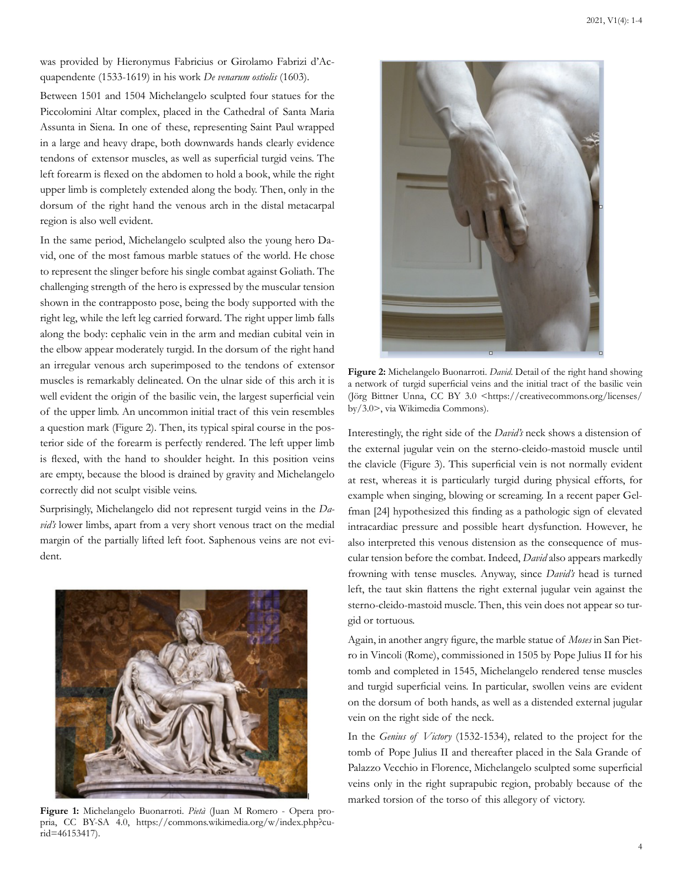was provided by Hieronymus Fabricius or Girolamo Fabrizi d'Acquapendente (1533-1619) in his work *De venarum ostiolis* (1603).

Between 1501 and 1504 Michelangelo sculpted four statues for the Piccolomini Altar complex, placed in the Cathedral of Santa Maria Assunta in Siena. In one of these, representing Saint Paul wrapped in a large and heavy drape, both downwards hands clearly evidence tendons of extensor muscles, as well as superficial turgid veins. The left forearm is flexed on the abdomen to hold a book, while the right upper limb is completely extended along the body. Then, only in the dorsum of the right hand the venous arch in the distal metacarpal region is also well evident.

In the same period, Michelangelo sculpted also the young hero David, one of the most famous marble statues of the world. He chose to represent the slinger before his single combat against Goliath. The challenging strength of the hero is expressed by the muscular tension shown in the contrapposto pose, being the body supported with the right leg, while the left leg carried forward. The right upper limb falls along the body: cephalic vein in the arm and median cubital vein in the elbow appear moderately turgid. In the dorsum of the right hand an irregular venous arch superimposed to the tendons of extensor muscles is remarkably delineated. On the ulnar side of this arch it is well evident the origin of the basilic vein, the largest superficial vein of the upper limb. An uncommon initial tract of this vein resembles a question mark (Figure 2). Then, its typical spiral course in the posterior side of the forearm is perfectly rendered. The left upper limb is flexed, with the hand to shoulder height. In this position veins are empty, because the blood is drained by gravity and Michelangelo correctly did not sculpt visible veins.

Surprisingly, Michelangelo did not represent turgid veins in the *David's* lower limbs, apart from a very short venous tract on the medial margin of the partially lifted left foot. Saphenous veins are not evident.

**Figure 1:** Michelangelo Buonarroti. *Pietà* (Juan M Romero - Opera propria, CC BY-SA 4.0, https://commons.wikimedia.org/w/index.php?curid=46153417).

**Figure 2:** Michelangelo Buonarroti. *David*. Detail of the right hand showing a network of turgid superficial veins and the initial tract of the basilic vein (Jörg Bittner Unna, CC BY 3.0 <https://creativecommons.org/licenses/by/3.0>, via Wikimedia Commons).

Interestingly, the right side of the *David's* neck shows a distension of the external jugular vein on the sterno-cleido-mastoid muscle until the clavicle (Figure 3). This superficial vein is not normally evident at rest, whereas it is particularly turgid during physical efforts, for example when singing, blowing or screaming. In a recent paper Gelfman [24] hypothesized this finding as a pathologic sign of elevated intracardiac pressure and possible heart dysfunction. However, he also interpreted this venous distension as the consequence of muscular tension before the combat. Indeed, *David* also appears markedly frowning with tense muscles. Anyway, since *David's* head is turned left, the taut skin flattens the right external jugular vein against the sterno-cleido-mastoid muscle. Then, this vein does not appear so turgid or tortuous.

Again, in another angry figure, the marble statue of *Moses* in San Pietro in Vincoli (Rome), commissioned in 1505 by Pope Julius II for his tomb and completed in 1545, Michelangelo rendered tense muscles and turgid superficial veins. In particular, swollen veins are evident on the dorsum of both hands, as well as a distended external jugular vein on the right side of the neck.

In the *Genius of Victory* (1532-1534), related to the project for the tomb of Pope Julius II and thereafter placed in the Sala Grande of Palazzo Vecchio in Florence, Michelangelo sculpted some superficial veins only in the right suprapubic region, probably because of the marked torsion of the torso of this allegory of victory.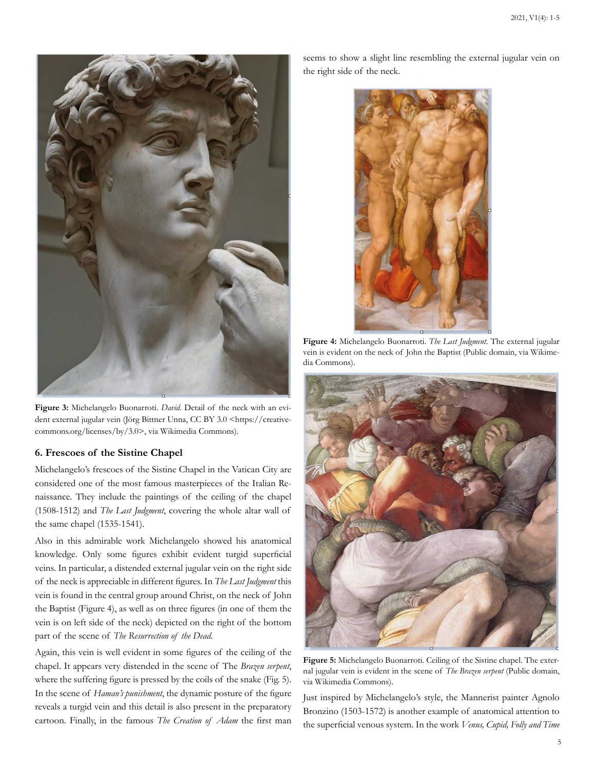Figure 3: Michelangelo Buonarroti. *David*. Detail of the neck with an evident external jugular vein (Jörg Bittner Unna, CC BY 3.0 <https://creativecommons.org/licenses/by/3.0>, via Wikimedia Commons).

## 6. Frescoes of the Sistine Chapel

Michelangelo's frescoes of the Sistine Chapel in the Vatican City are considered one of the most famous masterpieces of the Italian Renaissance. They include the paintings of the ceiling of the chapel (1508-1512) and *The Last Judgment*, covering the whole altar wall of the same chapel (1535-1541).

Also in this admirable work Michelangelo showed his anatomical knowledge. Only some figures exhibit evident turgid superficial veins. In particular, a distended external jugular vein on the right side of the neck is appreciable in different figures. In *The Last Judgment* this vein is found in the central group around Christ, on the neck of John the Baptist (Figure 4), as well as on three figures (in one of them the vein is on left side of the neck) depicted on the right of the bottom part of the scene of *The Resurrection of the Dead*.

Again, this vein is well evident in some figures of the ceiling of the chapel. It appears very distended in the scene of The *Brazen serpent*, where the suffering figure is pressed by the coils of the snake (Fig. 5). In the scene of *Haman's punishment*, the dynamic posture of the figure reveals a turgid vein and this detail is also present in the preparatory cartoon. Finally, in the famous *The Creation of Adam* the first man seems to show a slight line resembling the external jugular vein on the right side of the neck.

Figure 4: Michelangelo Buonarroti. *The Last Judgment*. The external jugular vein is evident on the neck of John the Baptist (Public domain, via Wikimedia Commons).

Figure 5: Michelangelo Buonarroti. Ceiling of the Sistine chapel. The external jugular vein is evident in the scene of *The Brazen serpent* (Public domain, via Wikimedia Commons).

Just inspired by Michelangelo's style, the Mannerist painter Agnolo Bronzino (1503-1572) is another example of anatomical attention to the superficial venous system. In the work *Venus, Cupid, Folly and Time*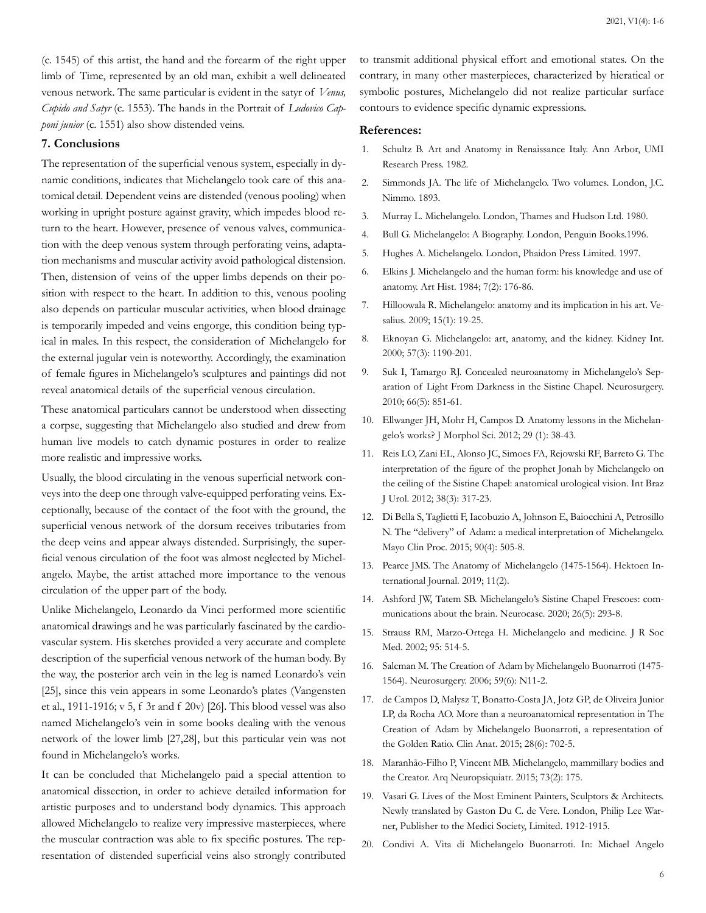(c. 1545) of this artist, the hand and the forearm of the right upper limb of Time, represented by an old man, exhibit a well delineated venous network. The same particular is evident in the satyr of *Venus, Cupido and Satyr* (c. 1553). The hands in the Portrait of *Ludovico Capponi junior* (c. 1551) also show distended veins.

## 7. Conclusions

The representation of the superficial venous system, especially in dynamic conditions, indicates that Michelangelo took care of this anatomical detail. Dependent veins are distended (venous pooling) when working in upright posture against gravity, which impedes blood return to the heart. However, presence of venous valves, communication with the deep venous system through perforating veins, adaptation mechanisms and muscular activity avoid pathological distension. Then, distension of veins of the upper limbs depends on their position with respect to the heart. In addition to this, venous pooling also depends on particular muscular activities, when blood drainage is temporarily impeded and veins engorge, this condition being typical in males. In this respect, the consideration of Michelangelo for the external jugular vein is noteworthy. Accordingly, the examination of female figures in Michelangelo's sculptures and paintings did not reveal anatomical details of the superficial venous circulation.

These anatomical particulars cannot be understood when dissecting a corpse, suggesting that Michelangelo also studied and drew from human live models to catch dynamic postures in order to realize more realistic and impressive works.

Usually, the blood circulating in the venous superficial network conveys into the deep one through valve-equipped perforating veins. Exceptionally, because of the contact of the foot with the ground, the superficial venous network of the dorsum receives tributaries from the deep veins and appear always distended. Surprisingly, the superficial venous circulation of the foot was almost neglected by Michelangelo. Maybe, the artist attached more importance to the venous circulation of the upper part of the body.

Unlike Michelangelo, Leonardo da Vinci performed more scientific anatomical drawings and he was particularly fascinated by the cardiovascular system. His sketches provided a very accurate and complete description of the superficial venous network of the human body. By the way, the posterior arch vein in the leg is named Leonardo's vein [25], since this vein appears in some Leonardo's plates (Vangensten et al., 1911-1916; v 5, f 3r and f 20v) [26]. This blood vessel was also named Michelangelo's vein in some books dealing with the venous network of the lower limb [27,28], but this particular vein was not found in Michelangelo's works.

It can be concluded that Michelangelo paid a special attention to anatomical dissection, in order to achieve detailed information for artistic purposes and to understand body dynamics. This approach allowed Michelangelo to realize very impressive masterpieces, where the muscular contraction was able to fix specific postures. The representation of distended superficial veins also strongly contributed to transmit additional physical effort and emotional states. On the contrary, in many other masterpieces, characterized by hieratical or symbolic postures, Michelangelo did not realize particular surface contours to evidence specific dynamic expressions.

## References:

1. Schultz B. Art and Anatomy in Renaissance Italy. Ann Arbor, UMI Research Press. 1982.
2. Simmonds JA. The life of Michelangelo. Two volumes. London, J.C. Nimmo. 1893.
3. Murray L. Michelangelo. London, Thames and Hudson Ltd. 1980.
4. Bull G. Michelangelo: A Biography. London, Penguin Books.1996.
5. Hughes A. Michelangelo. London, Phaidon Press Limited. 1997.
6. Elkins J. Michelangelo and the human form: his knowledge and use of anatomy. Art Hist. 1984; 7(2): 176-86.
7. Hilloowala R. Michelangelo: anatomy and its implication in his art. Vesalius. 2009; 15(1): 19-25.
8. Eknoyan G. Michelangelo: art, anatomy, and the kidney. Kidney Int. 2000; 57(3): 1190-201.
9. Suk I, Tamargo RJ. Concealed neuroanatomy in Michelangelo's Separation of Light From Darkness in the Sistine Chapel. Neurosurgery. 2010; 66(5): 851-61.
10. Ellwanger JH, Mohr H, Campos D. Anatomy lessons in the Michelangelo's works? J Morphol Sci. 2012; 29 (1): 38-43.
11. Reis LO, Zani EL, Alonso JC, Simoes FA, Rejowski RF, Barreto G. The interpretation of the figure of the prophet Jonah by Michelangelo on the ceiling of the Sistine Chapel: anatomical urological vision. Int Braz J Urol. 2012; 38(3): 317-23.
12. Di Bella S, Taglietti F, Iacobuzio A, Johnson E, Baiocchini A, Petrosillo N. The "delivery" of Adam: a medical interpretation of Michelangelo. Mayo Clin Proc. 2015; 90(4): 505-8.
13. Pearce JMS. The Anatomy of Michelangelo (1475-1564). Hektoen International Journal. 2019; 11(2).
14. Ashford JW, Tatem SB. Michelangelo's Sistine Chapel Frescoes: communications about the brain. Neurocase. 2020; 26(5): 293-8.
15. Strauss RM, Marzo-Ortega H. Michelangelo and medicine. J R Soc Med. 2002; 95: 514-5.
16. Salcman M. The Creation of Adam by Michelangelo Buonarroti (1475-1564). Neurosurgery. 2006; 59(6): N11-2.
17. de Campos D, Malysz T, Bonatto-Costa JA, Jotz GP, de Oliveira Junior LP, da Rocha AO. More than a neuroanatomical representation in The Creation of Adam by Michelangelo Buonarroti, a representation of the Golden Ratio. Clin Anat. 2015; 28(6): 702-5.
18. Maranhão-Filho P, Vincent MB. Michelangelo, mammillary bodies and the Creator. Arq Neuropsiquiatr. 2015; 73(2): 175.
19. Vasari G. Lives of the Most Eminent Painters, Sculptors & Architects. Newly translated by Gaston Du C. de Vere. London, Philip Lee Warner, Publisher to the Medici Society, Limited. 1912-1915.
20. Condivi A. Vita di Michelangelo Buonarroti. In: Michael Angelo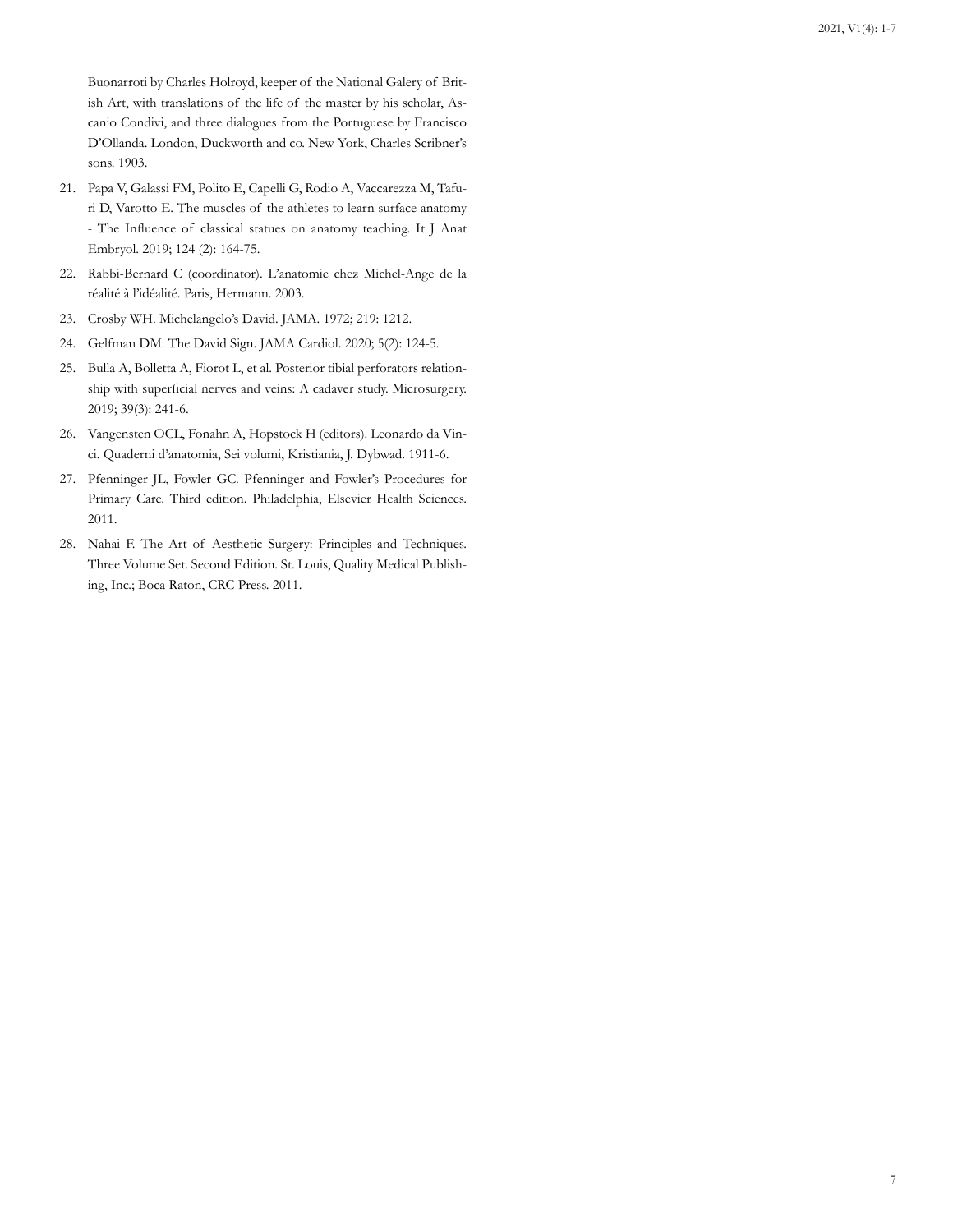Buonarroti by Charles Holroyd, keeper of the National Galery of British Art, with translations of the life of the master by his scholar, Ascanio Condivi, and three dialogues from the Portuguese by Francisco D'Ollanda. London, Duckworth and co. New York, Charles Scribner's sons. 1903.

21. Papa V, Galassi FM, Polito E, Capelli G, Rodio A, Vaccarezza M, Tafuri D, Varotto E. The muscles of the athletes to learn surface anatomy - The Influence of classical statues on anatomy teaching. It J Anat Embryol. 2019; 124 (2): 164-75.
22. Rabbi-Bernard C (coordinator). L'anatomie chez Michel-Ange de la réalité à l'idéalité. Paris, Hermann. 2003.
23. Crosby WH. Michelangelo's David. JAMA. 1972; 219: 1212.
24. Gelfman DM. The David Sign. JAMA Cardiol. 2020; 5(2): 124-5.
25. Bulla A, Bolletta A, Fiorot L, et al. Posterior tibial perforators relationship with superficial nerves and veins: A cadaver study. Microsurgery. 2019; 39(3): 241-6.
26. Vangensten OCL, Fonahn A, Hopstock H (editors). Leonardo da Vinci. Quaderni d'anatomia, Sei volumi, Kristiania, J. Dybwad. 1911-6.
27. Pfenninger JL, Fowler GC. Pfenninger and Fowler's Procedures for Primary Care. Third edition. Philadelphia, Elsevier Health Sciences. 2011.
28. Nahai F. The Art of Aesthetic Surgery: Principles and Techniques. Three Volume Set. Second Edition. St. Louis, Quality Medical Publishing, Inc.; Boca Raton, CRC Press. 2011.